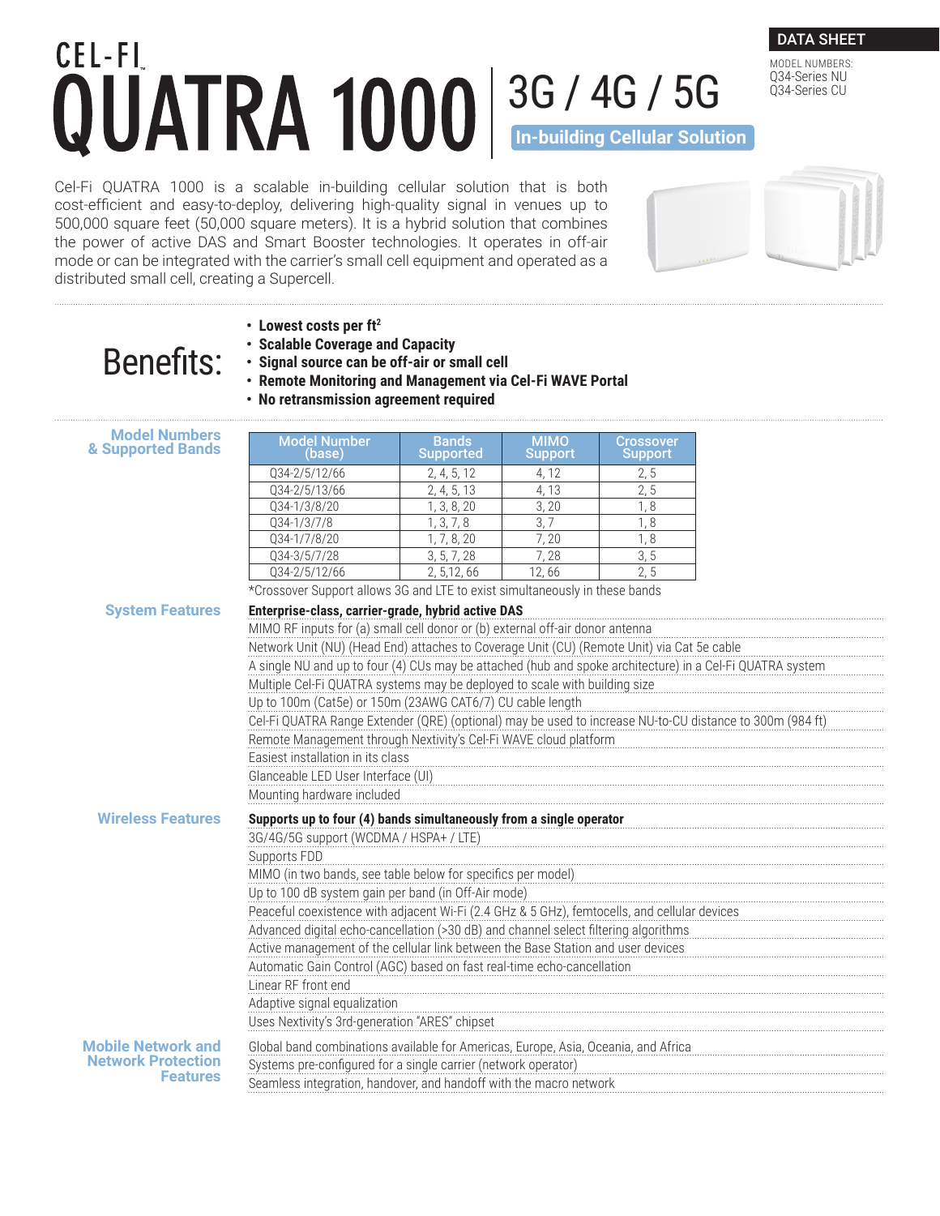DATA SHEET

MODEL NUMBERS:
Q34-Series NU
Q34-Series CU

# CEL-FI QUATRA 1000 | 3G / 4G / 5G

**In-building Cellular Solution**

Cel-Fi QUATRA 1000 is a scalable in-building cellular solution that is both cost-efficient and easy-to-deploy, delivering high-quality signal in venues up to 500,000 square feet (50,000 square meters). It is a hybrid solution that combines the power of active DAS and Smart Booster technologies. It operates in off-air mode or can be integrated with the carrier's small cell equipment and operated as a distributed small cell, creating a Supercell.

## Benefits:

- **Lowest costs per ft²**
- **Scalable Coverage and Capacity**
- **Signal source can be off-air or small cell**
- **Remote Monitoring and Management via Cel-Fi WAVE Portal**
- **No retransmission agreement required**

## Model Numbers & Supported Bands

| Model Number (base) | Bands Supported | MIMO Support | Crossover Support |
|---|---|---|---|
| Q34-2/5/12/66 | 2, 4, 5, 12 | 4, 12 | 2, 5 |
| Q34-2/5/13/66 | 2, 4, 5, 13 | 4, 13 | 2, 5 |
| Q34-1/3/8/20 | 1, 3, 8, 20 | 3, 20 | 1, 8 |
| Q34-1/3/7/8 | 1, 3, 7, 8 | 3, 7 | 1, 8 |
| Q34-1/7/8/20 | 1, 7, 8, 20 | 7, 20 | 1, 8 |
| Q34-3/5/7/28 | 3, 5, 7, 28 | 7, 28 | 3, 5 |
| Q34-2/5/12/66 | 2, 5,12, 66 | 12, 66 | 2, 5 |

*Crossover Support allows 3G and LTE to exist simultaneously in these bands

## System Features

**Enterprise-class, carrier-grade, hybrid active DAS**

- MIMO RF inputs for (a) small cell donor or (b) external off-air donor antenna
- Network Unit (NU) (Head End) attaches to Coverage Unit (CU) (Remote Unit) via Cat 5e cable
- A single NU and up to four (4) CUs may be attached (hub and spoke architecture) in a Cel-Fi QUATRA system
- Multiple Cel-Fi QUATRA systems may be deployed to scale with building size
- Up to 100m (Cat5e) or 150m (23AWG CAT6/7) CU cable length
- Cel-Fi QUATRA Range Extender (QRE) (optional) may be used to increase NU-to-CU distance to 300m (984 ft)
- Remote Management through Nextivity's Cel-Fi WAVE cloud platform
- Easiest installation in its class
- Glanceable LED User Interface (UI)
- Mounting hardware included

## Wireless Features

**Supports up to four (4) bands simultaneously from a single operator**

- 3G/4G/5G support (WCDMA / HSPA+ / LTE)
- Supports FDD
- MIMO (in two bands, see table below for specifics per model)
- Up to 100 dB system gain per band (in Off-Air mode)
- Peaceful coexistence with adjacent Wi-Fi (2.4 GHz & 5 GHz), femtocells, and cellular devices
- Advanced digital echo-cancellation (>30 dB) and channel select filtering algorithms
- Active management of the cellular link between the Base Station and user devices
- Automatic Gain Control (AGC) based on fast real-time echo-cancellation
- Linear RF front end
- Adaptive signal equalization
- Uses Nextivity's 3rd-generation "ARES" chipset

## Mobile Network and Network Protection Features

- Global band combinations available for Americas, Europe, Asia, Oceania, and Africa
- Systems pre-configured for a single carrier (network operator)
- Seamless integration, handover, and handoff with the macro network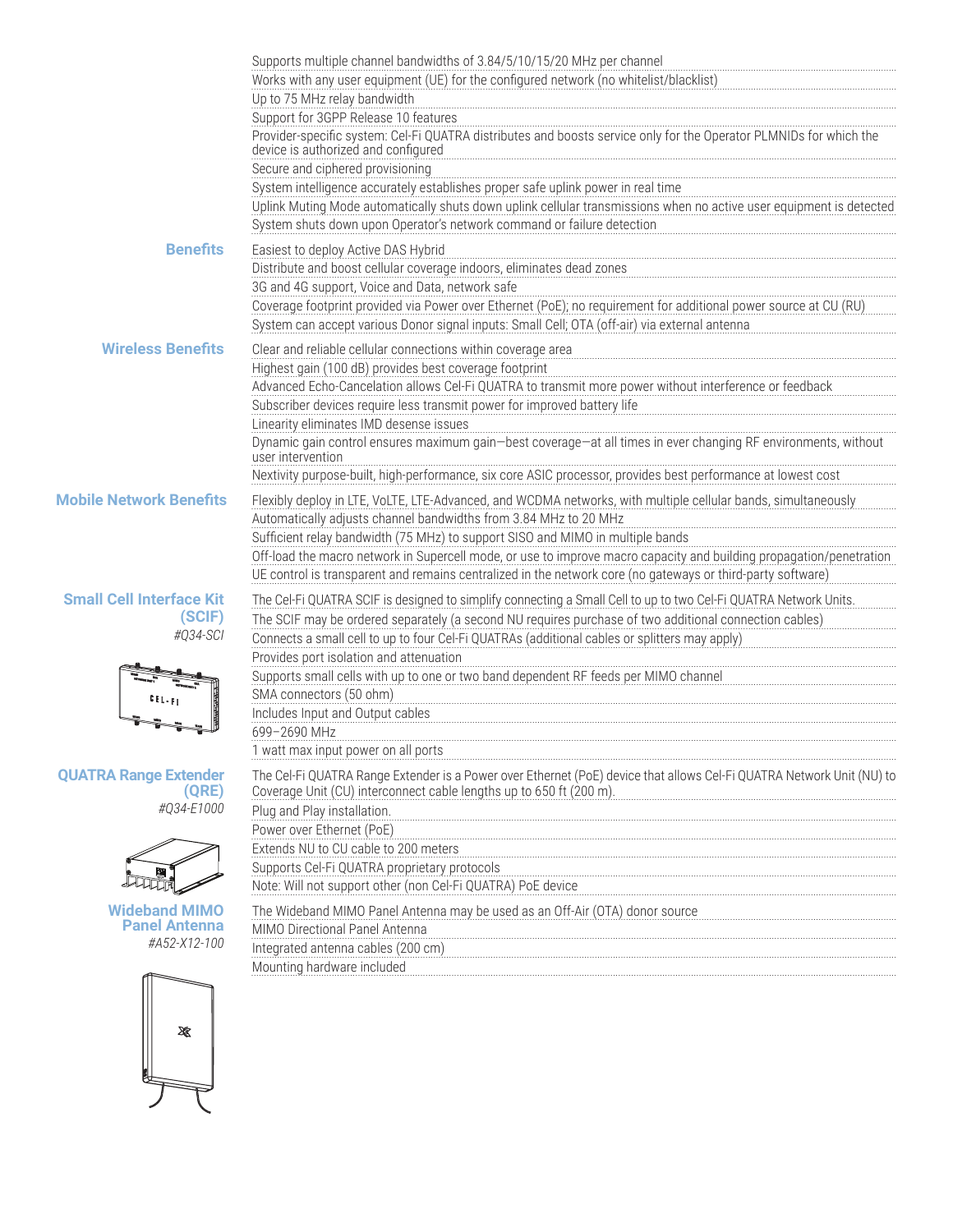Supports multiple channel bandwidths of 3.84/5/10/15/20 MHz per channel

Works with any user equipment (UE) for the configured network (no whitelist/blacklist)

Up to 75 MHz relay bandwidth

Support for 3GPP Release 10 features

Provider-specific system: Cel-Fi QUATRA distributes and boosts service only for the Operator PLMNIDs for which the device is authorized and configured

Secure and ciphered provisioning

System intelligence accurately establishes proper safe uplink power in real time

Uplink Muting Mode automatically shuts down uplink cellular transmissions when no active user equipment is detected

System shuts down upon Operator's network command or failure detection

## Benefits

- Easiest to deploy Active DAS Hybrid
- Distribute and boost cellular coverage indoors, eliminates dead zones
- 3G and 4G support, Voice and Data, network safe
- Coverage footprint provided via Power over Ethernet (PoE); no requirement for additional power source at CU (RU)
- System can accept various Donor signal inputs: Small Cell; OTA (off-air) via external antenna

## Wireless Benefits

- Clear and reliable cellular connections within coverage area
- Highest gain (100 dB) provides best coverage footprint
- Advanced Echo-Cancelation allows Cel-Fi QUATRA to transmit more power without interference or feedback
- Subscriber devices require less transmit power for improved battery life
- Linearity eliminates IMD desense issues
- Dynamic gain control ensures maximum gain—best coverage—at all times in ever changing RF environments, without user intervention
- Nextivity purpose-built, high-performance, six core ASIC processor, provides best performance at lowest cost

## Mobile Network Benefits

- Flexibly deploy in LTE, VoLTE, LTE-Advanced, and WCDMA networks, with multiple cellular bands, simultaneously
- Automatically adjusts channel bandwidths from 3.84 MHz to 20 MHz
- Sufficient relay bandwidth (75 MHz) to support SISO and MIMO in multiple bands
- Off-load the macro network in Supercell mode, or use to improve macro capacity and building propagation/penetration
- UE control is transparent and remains centralized in the network core (no gateways or third-party software)

## Small Cell Interface Kit (SCIF)

*#Q34-SCI*

- The Cel-Fi QUATRA SCIF is designed to simplify connecting a Small Cell to up to two Cel-Fi QUATRA Network Units.
- The SCIF may be ordered separately (a second NU requires purchase of two additional connection cables)
- Connects a small cell to up to four Cel-Fi QUATRAs (additional cables or splitters may apply)
- Provides port isolation and attenuation
- Supports small cells with up to one or two band dependent RF feeds per MIMO channel
- SMA connectors (50 ohm)
- Includes Input and Output cables
- 699–2690 MHz
- 1 watt max input power on all ports

## QUATRA Range Extender (QRE)

*#Q34-E1000*

- The Cel-Fi QUATRA Range Extender is a Power over Ethernet (PoE) device that allows Cel-Fi QUATRA Network Unit (NU) to Coverage Unit (CU) interconnect cable lengths up to 650 ft (200 m).
- Plug and Play installation.
- Power over Ethernet (PoE)
- Extends NU to CU cable to 200 meters
- Supports Cel-Fi QUATRA proprietary protocols
- Note: Will not support other (non Cel-Fi QUATRA) PoE device

## Wideband MIMO Panel Antenna

*#A52-X12-100*

- The Wideband MIMO Panel Antenna may be used as an Off-Air (OTA) donor source
- MIMO Directional Panel Antenna
- Integrated antenna cables (200 cm)
- Mounting hardware included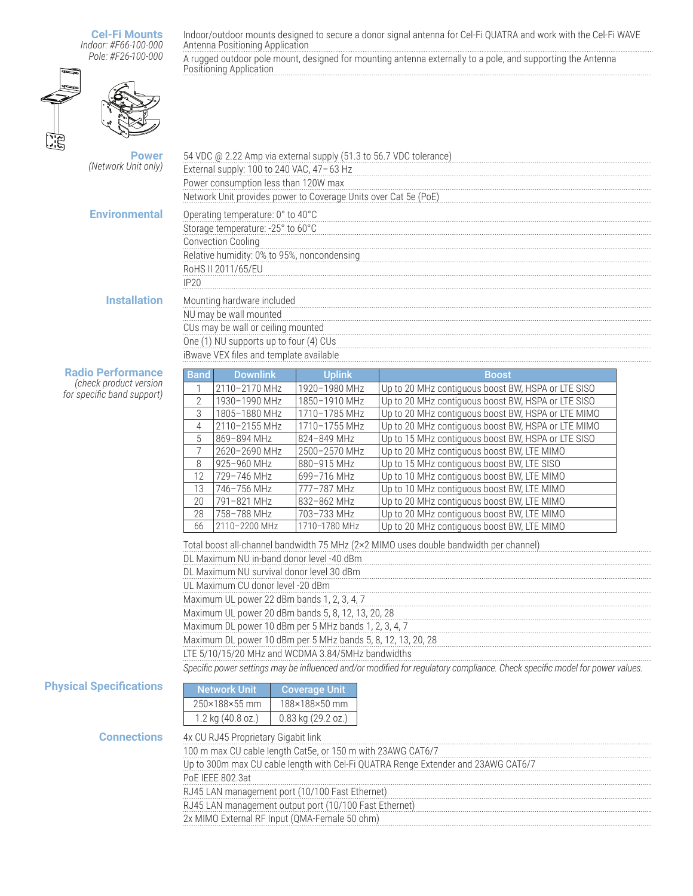## Cel-Fi Mounts

*Indoor: #F66-100-000*
*Pole: #F26-100-000*

Indoor/outdoor mounts designed to secure a donor signal antenna for Cel-Fi QUATRA and work with the Cel-Fi WAVE Antenna Positioning Application

A rugged outdoor pole mount, designed for mounting antenna externally to a pole, and supporting the Antenna Positioning Application

## Power

*(Network Unit only)*

- 54 VDC @ 2.22 Amp via external supply (51.3 to 56.7 VDC tolerance)
- External supply: 100 to 240 VAC, 47–63 Hz
- Power consumption less than 120W max
- Network Unit provides power to Coverage Units over Cat 5e (PoE)

## Environmental

- Operating temperature: 0° to 40°C
- Storage temperature: -25° to 60°C
- Convection Cooling
- Relative humidity: 0% to 95%, noncondensing
- RoHS II 2011/65/EU
- IP20

## Installation

- Mounting hardware included
- NU may be wall mounted
- CUs may be wall or ceiling mounted
- One (1) NU supports up to four (4) CUs
- iBwave VEX files and template available

## Radio Performance

*(check product version for specific band support)*

| Band | Downlink | Uplink | Boost |
|---|---|---|---|
| 1 | 2110–2170 MHz | 1920–1980 MHz | Up to 20 MHz contiguous boost BW, HSPA or LTE SISO |
| 2 | 1930–1990 MHz | 1850–1910 MHz | Up to 20 MHz contiguous boost BW, HSPA or LTE SISO |
| 3 | 1805–1880 MHz | 1710–1785 MHz | Up to 20 MHz contiguous boost BW, HSPA or LTE MIMO |
| 4 | 2110–2155 MHz | 1710–1755 MHz | Up to 20 MHz contiguous boost BW, HSPA or LTE MIMO |
| 5 | 869–894 MHz | 824–849 MHz | Up to 15 MHz contiguous boost BW, HSPA or LTE SISO |
| 7 | 2620–2690 MHz | 2500–2570 MHz | Up to 20 MHz contiguous boost BW, LTE MIMO |
| 8 | 925–960 MHz | 880–915 MHz | Up to 15 MHz contiguous boost BW, LTE SISO |
| 12 | 729–746 MHz | 699–716 MHz | Up to 10 MHz contiguous boost BW, LTE MIMO |
| 13 | 746–756 MHz | 777–787 MHz | Up to 10 MHz contiguous boost BW, LTE MIMO |
| 20 | 791–821 MHz | 832–862 MHz | Up to 20 MHz contiguous boost BW, LTE MIMO |
| 28 | 758–788 MHz | 703–733 MHz | Up to 20 MHz contiguous boost BW, LTE MIMO |
| 66 | 2110–2200 MHz | 1710–1780 MHz | Up to 20 MHz contiguous boost BW, LTE MIMO |

- Total boost all-channel bandwidth 75 MHz (2×2 MIMO uses double bandwidth per channel)
- DL Maximum NU in-band donor level -40 dBm
- DL Maximum NU survival donor level 30 dBm
- UL Maximum CU donor level -20 dBm
- Maximum UL power 22 dBm bands 1, 2, 3, 4, 7
- Maximum UL power 20 dBm bands 5, 8, 12, 13, 20, 28
- Maximum DL power 10 dBm per 5 MHz bands 1, 2, 3, 4, 7
- Maximum DL power 10 dBm per 5 MHz bands 5, 8, 12, 13, 20, 28
- LTE 5/10/15/20 MHz and WCDMA 3.84/5MHz bandwidths

*Specific power settings may be influenced and/or modified for regulatory compliance. Check specific model for power values.*

## Physical Specifications

| Network Unit | Coverage Unit |
|---|---|
| 250×188×55 mm | 188×188×50 mm |
| 1.2 kg (40.8 oz.) | 0.83 kg (29.2 oz.) |

## Connections

- 4x CU RJ45 Proprietary Gigabit link
- 100 m max CU cable length Cat5e, or 150 m with 23AWG CAT6/7
- Up to 300m max CU cable length with Cel-Fi QUATRA Renge Extender and 23AWG CAT6/7
- PoE IEEE 802.3at
- RJ45 LAN management port (10/100 Fast Ethernet)
- RJ45 LAN management output port (10/100 Fast Ethernet)
- 2x MIMO External RF Input (QMA-Female 50 ohm)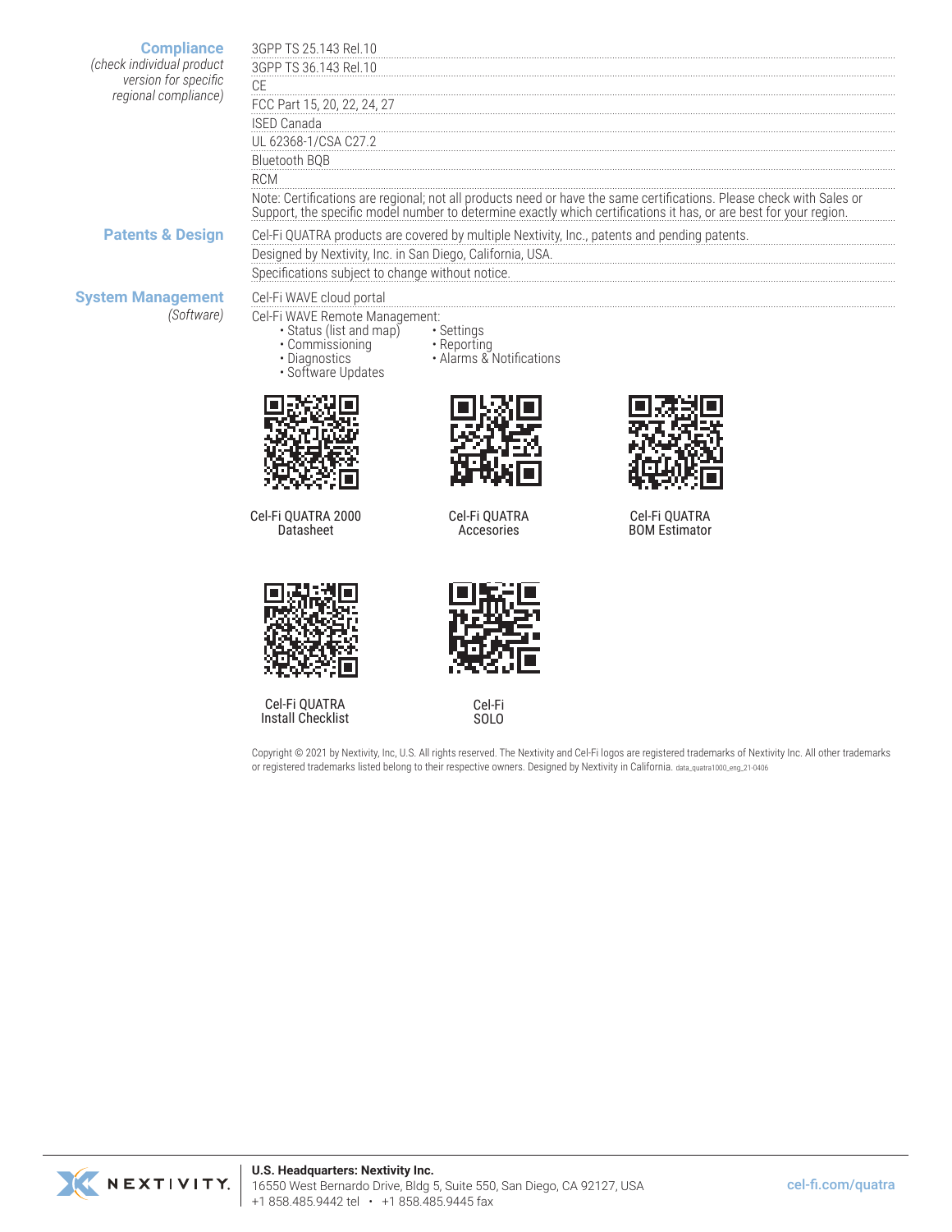| | |
|---|---|
| **Compliance** *(check individual product version for specific regional compliance)* | 3GPP TS 25.143 Rel.10 |
| | 3GPP TS 36.143 Rel.10 |
| | CE |
| | FCC Part 15, 20, 22, 24, 27 |
| | ISED Canada |
| | UL 62368-1/CSA C27.2 |
| | Bluetooth BQB |
| | RCM |
| | Note: Certifications are regional; not all products need or have the same certifications. Please check with Sales or Support, the specific model number to determine exactly which certifications it has, or are best for your region. |
| **Patents & Design** | Cel-Fi QUATRA products are covered by multiple Nextivity, Inc., patents and pending patents. |
| | Designed by Nextivity, Inc. in San Diego, California, USA. |
| | Specifications subject to change without notice. |
| **System Management** *(Software)* | Cel-Fi WAVE cloud portal |
| | Cel-Fi WAVE Remote Management: • Status (list and map) • Commissioning • Diagnostics • Software Updates • Settings • Reporting • Alarms & Notifications |

Cel-Fi QUATRA 2000 Datasheet

Cel-Fi QUATRA Accesories

Cel-Fi QUATRA BOM Estimator

Cel-Fi QUATRA Install Checklist

Cel-Fi SOLO

Copyright © 2021 by Nextivity, Inc, U.S. All rights reserved. The Nextivity and Cel-Fi logos are registered trademarks of Nextivity Inc. All other trademarks or registered trademarks listed belong to their respective owners. Designed by Nextivity in California. data_quatra1000_eng_21-0406

NEXTIVITY.

**U.S. Headquarters: Nextivity Inc.**
16550 West Bernardo Drive, Bldg 5, Suite 550, San Diego, CA 92127, USA
+1 858.485.9442 tel • +1 858.485.9445 fax

cel-fi.com/quatra